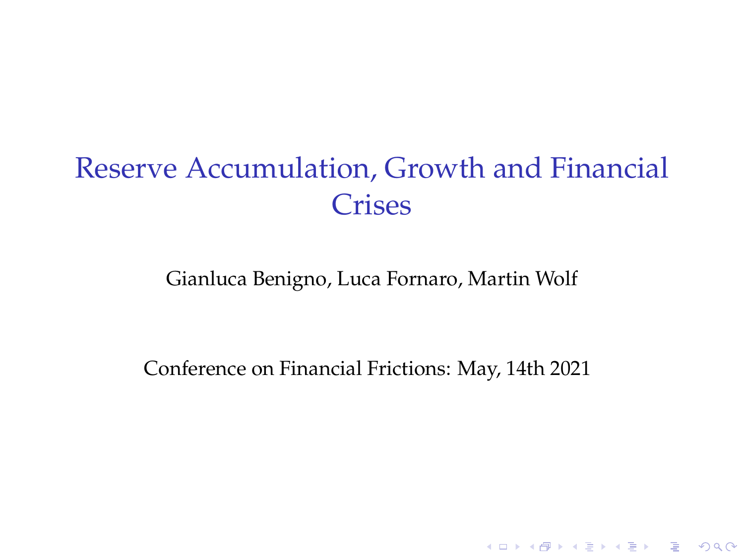# Reserve Accumulation, Growth and Financial Crises

Gianluca Benigno, Luca Fornaro, Martin Wolf

Conference on Financial Frictions: May, 14th 2021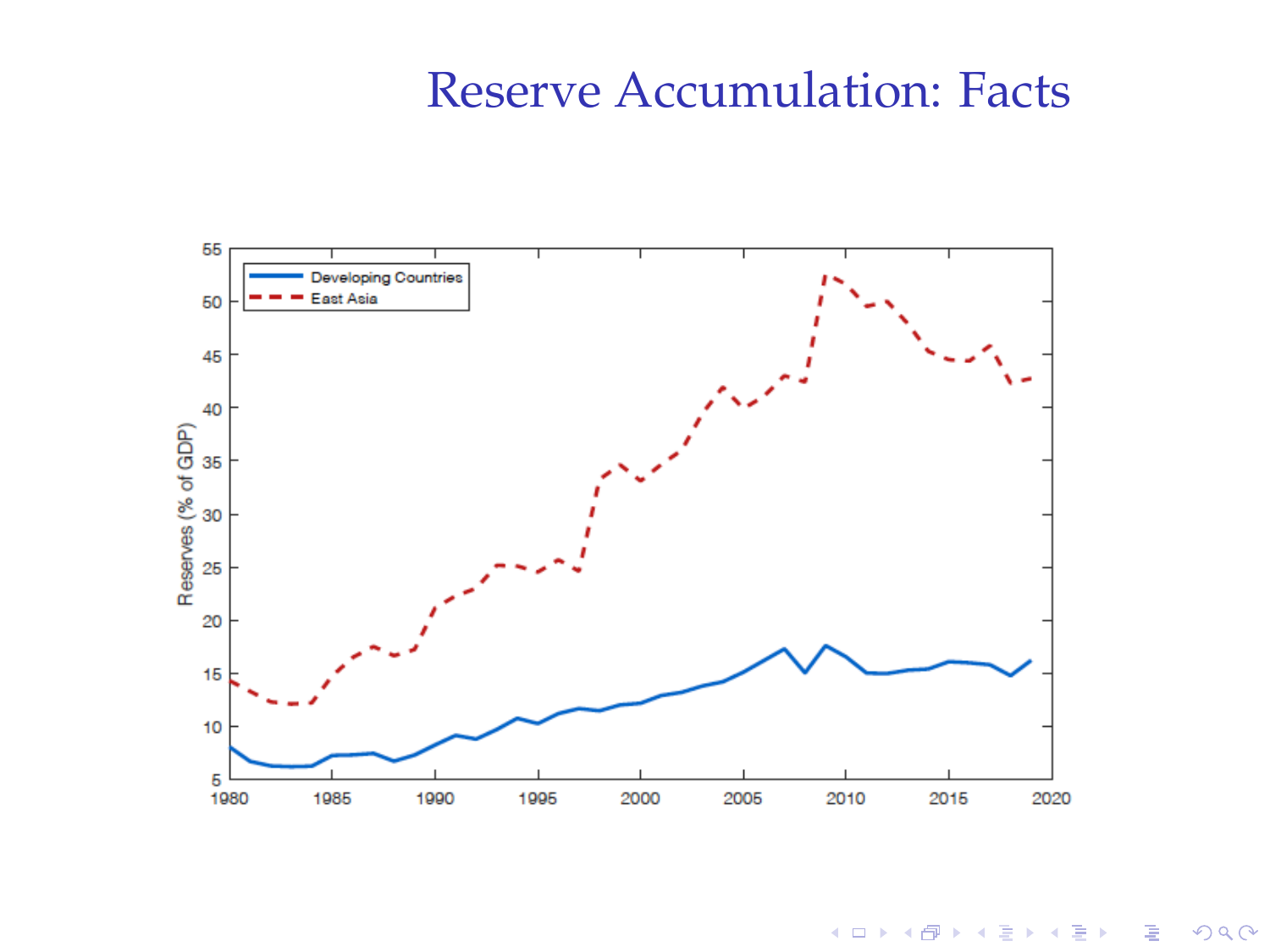# Reserve Accumulation: Facts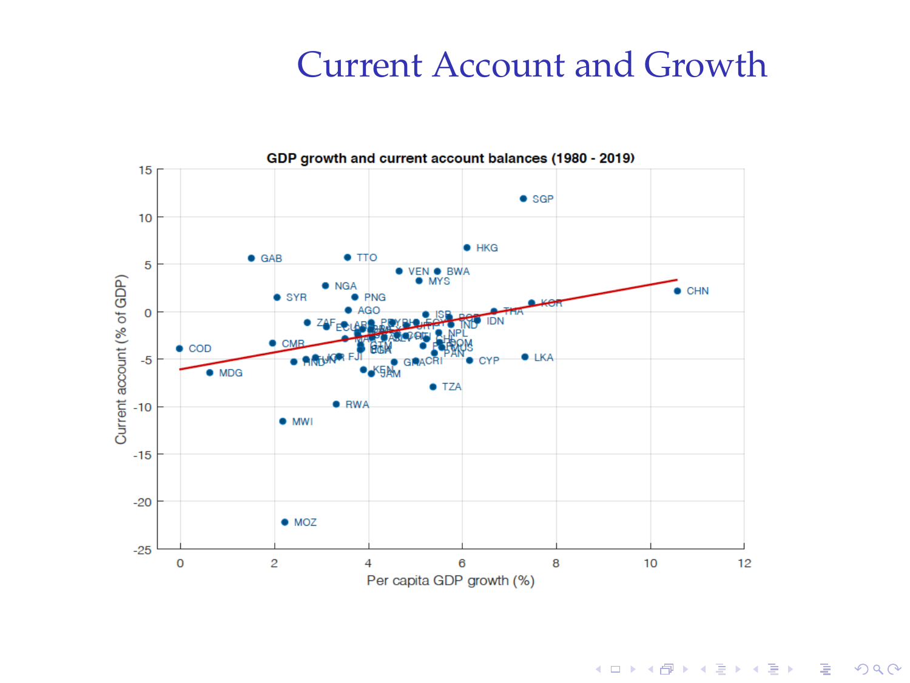# Current Account and Growth

GDP growth and current account balances (1980 - 2019)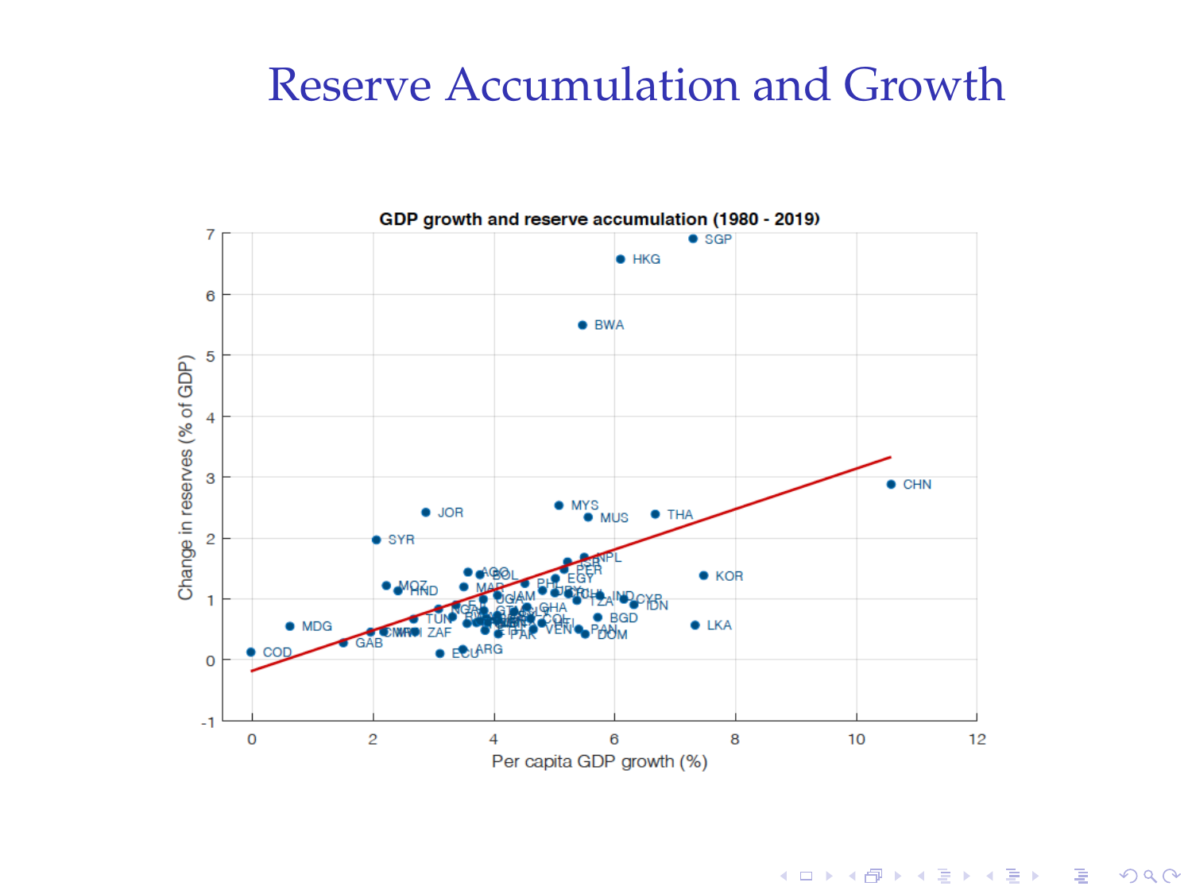# Reserve Accumulation and Growth

**GDP growth and reserve accumulation (1980 - 2019)**

Change in reserves (% of GDP)

Per capita GDP growth (%)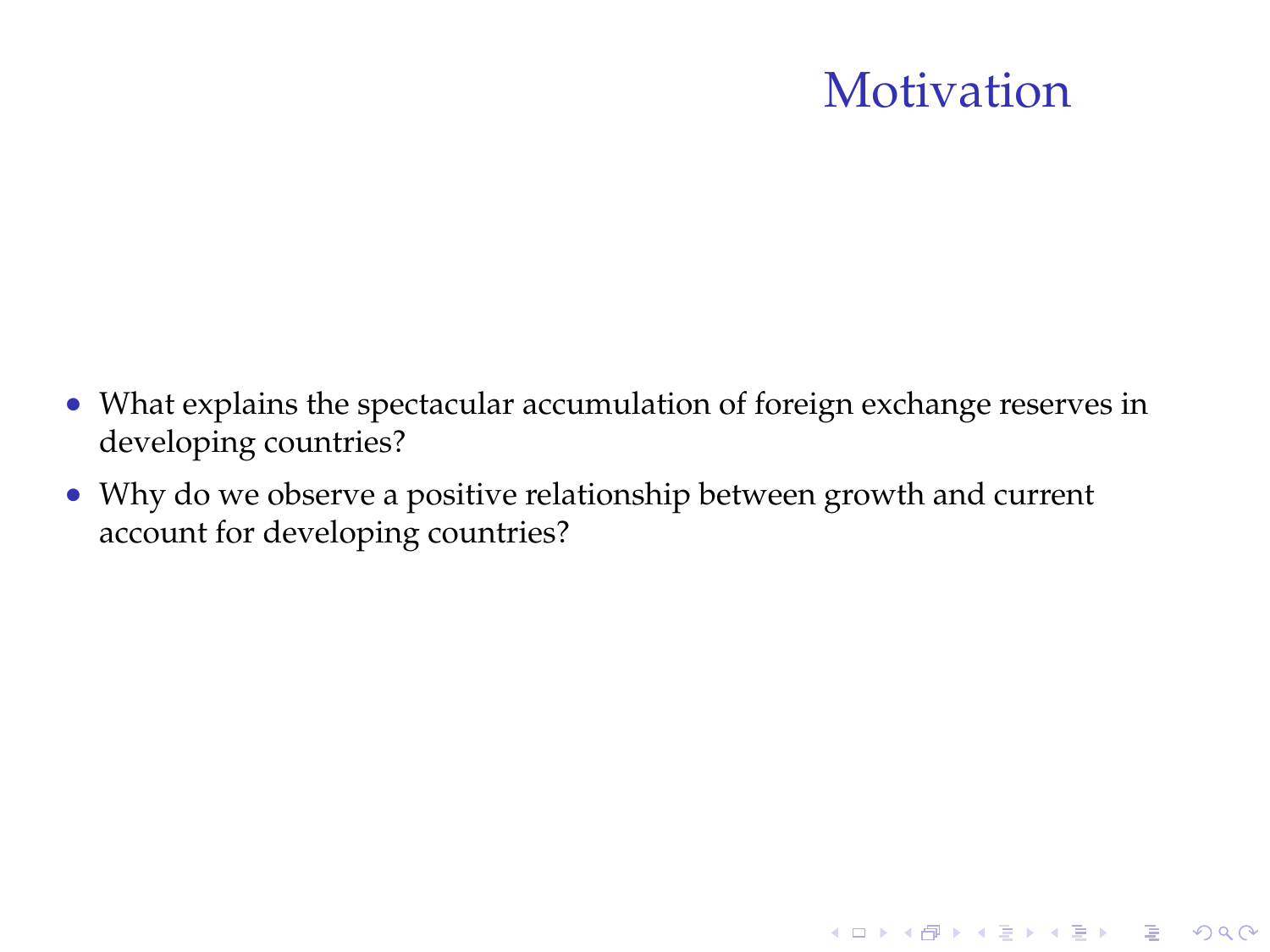# Motivation

- What explains the spectacular accumulation of foreign exchange reserves in developing countries?
- Why do we observe a positive relationship between growth and current account for developing countries?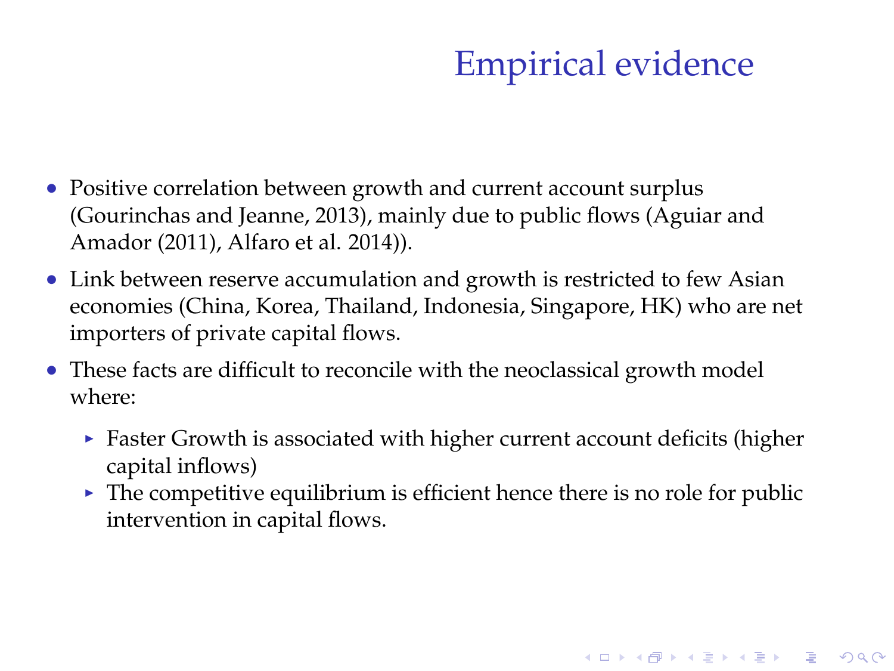# Empirical evidence

- Positive correlation between growth and current account surplus (Gourinchas and Jeanne, 2013), mainly due to public flows (Aguiar and Amador (2011), Alfaro et al. 2014)).
- Link between reserve accumulation and growth is restricted to few Asian economies (China, Korea, Thailand, Indonesia, Singapore, HK) who are net importers of private capital flows.
- These facts are difficult to reconcile with the neoclassical growth model where:
  - Faster Growth is associated with higher current account deficits (higher capital inflows)
  - The competitive equilibrium is efficient hence there is no role for public intervention in capital flows.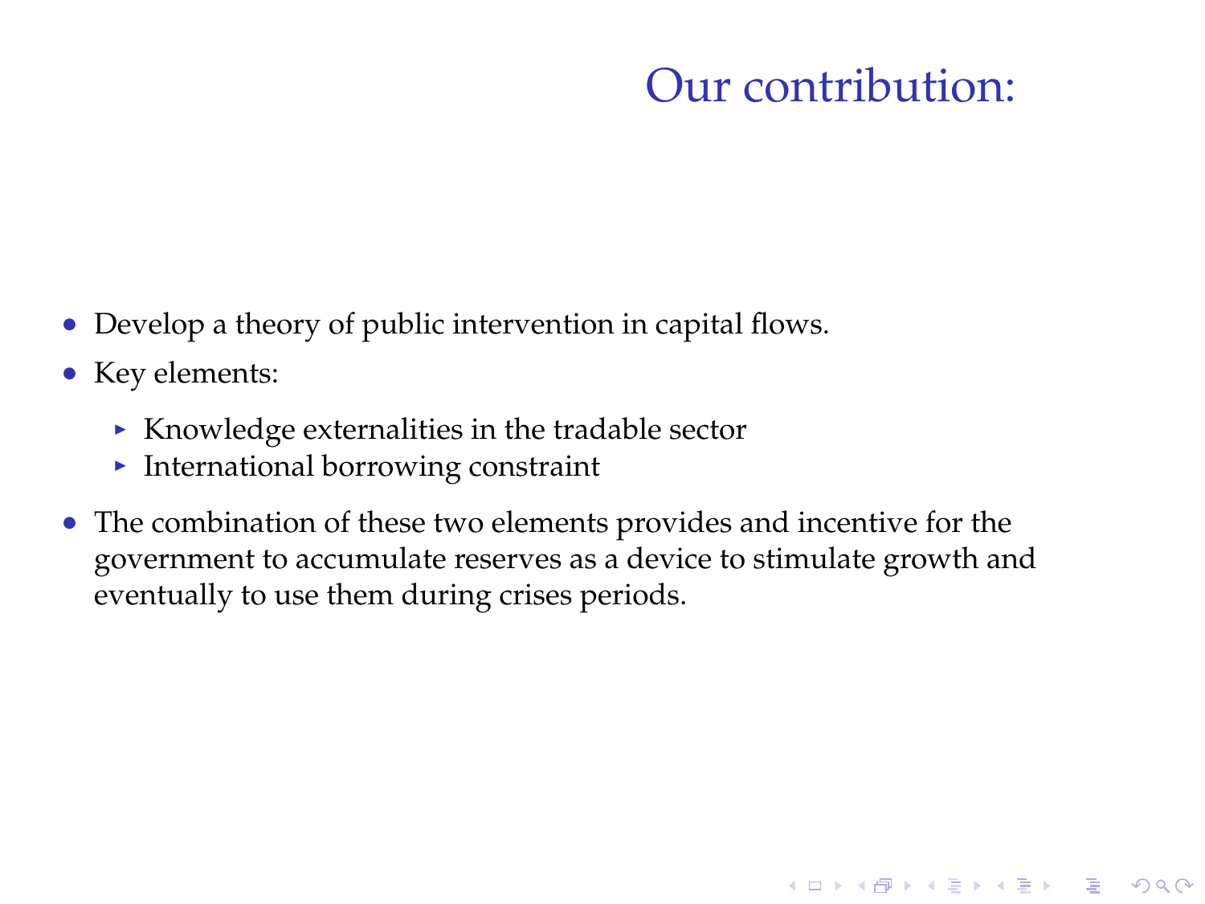# Our contribution:

- Develop a theory of public intervention in capital flows.
- Key elements:
  - Knowledge externalities in the tradable sector
  - International borrowing constraint
- The combination of these two elements provides and incentive for the government to accumulate reserves as a device to stimulate growth and eventually to use them during crises periods.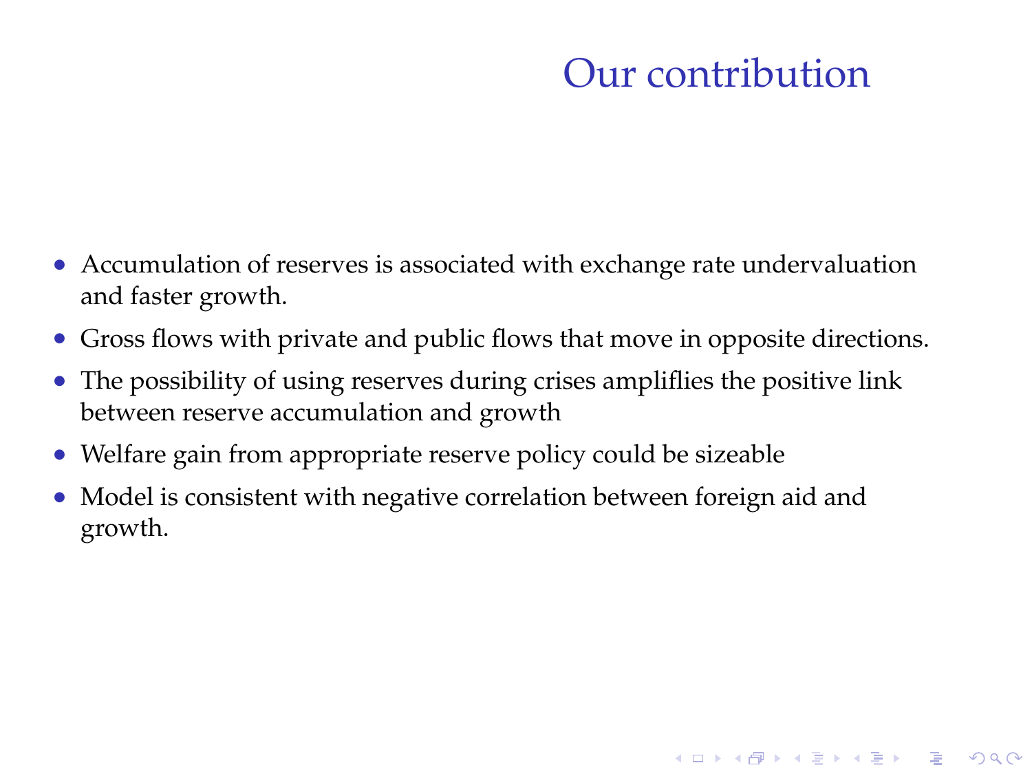# Our contribution

- Accumulation of reserves is associated with exchange rate undervaluation and faster growth.
- Gross flows with private and public flows that move in opposite directions.
- The possibility of using reserves during crises ampliflies the positive link between reserve accumulation and growth
- Welfare gain from appropriate reserve policy could be sizeable
- Model is consistent with negative correlation between foreign aid and growth.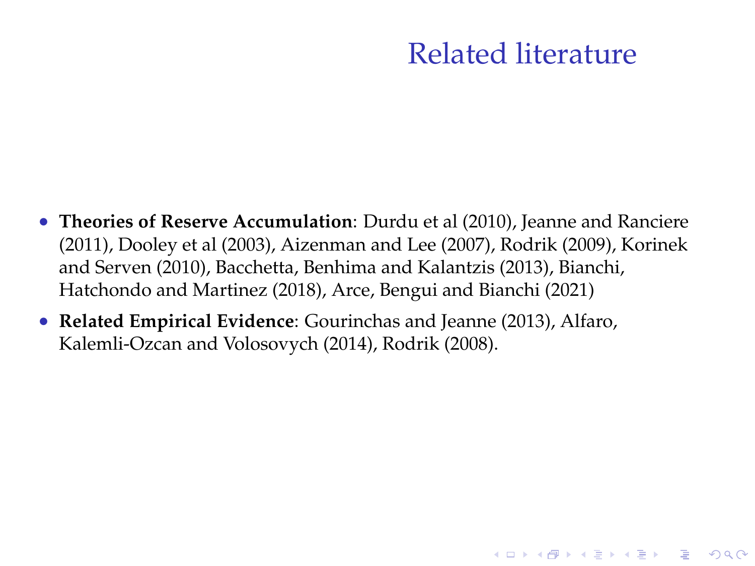# Related literature

- **Theories of Reserve Accumulation**: Durdu et al (2010), Jeanne and Ranciere (2011), Dooley et al (2003), Aizenman and Lee (2007), Rodrik (2009), Korinek and Serven (2010), Bacchetta, Benhima and Kalantzis (2013), Bianchi, Hatchondo and Martinez (2018), Arce, Bengui and Bianchi (2021)
- **Related Empirical Evidence**: Gourinchas and Jeanne (2013), Alfaro, Kalemli-Ozcan and Volosovych (2014), Rodrik (2008).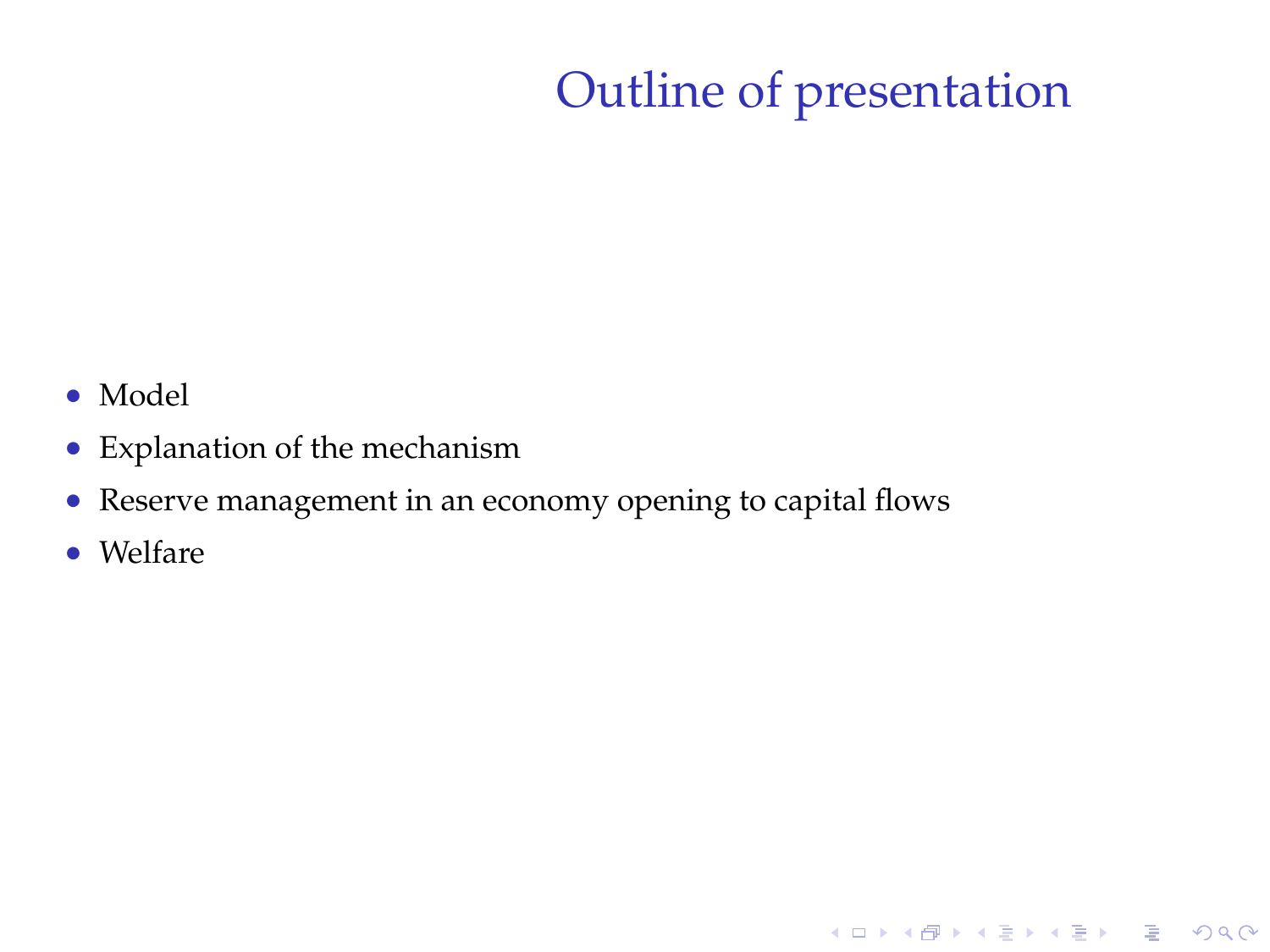# Outline of presentation

- Model
- Explanation of the mechanism
- Reserve management in an economy opening to capital flows
- Welfare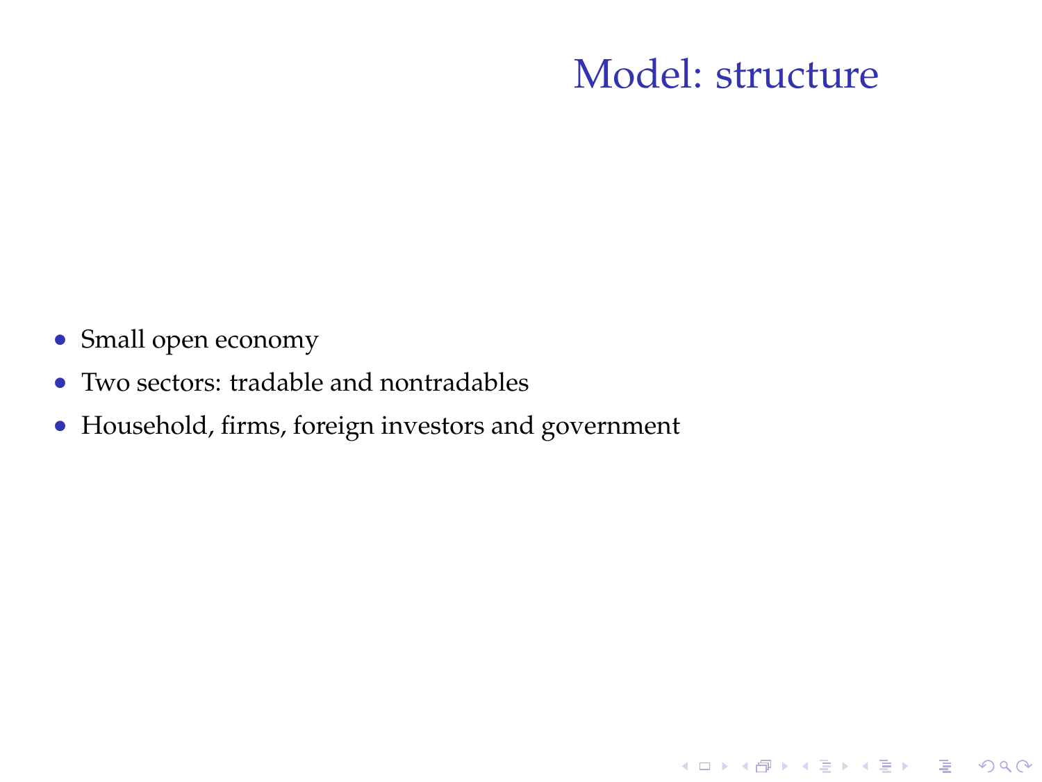# Model: structure

- Small open economy
- Two sectors: tradable and nontradables
- Household, firms, foreign investors and government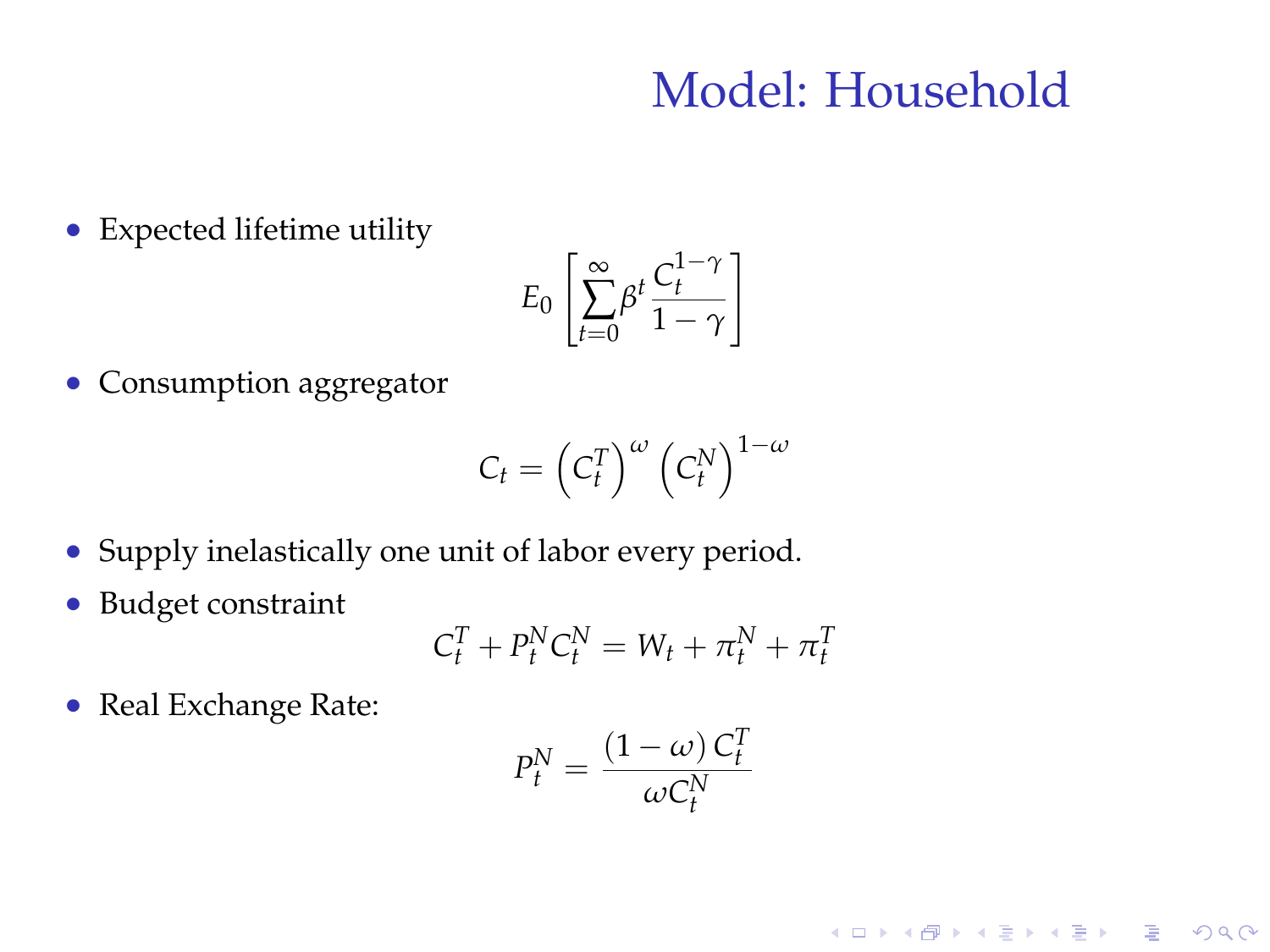# Model: Household

- Expected lifetime utility

$$E_0 \left[ \sum_{t=0}^{\infty} \beta^t \frac{C_t^{1-\gamma}}{1-\gamma} \right]$$

- Consumption aggregator

$$C_t = \left( C_t^T \right)^{\omega} \left( C_t^N \right)^{1-\omega}$$

- Supply inelastically one unit of labor every period.
- Budget constraint

$$C_t^T + P_t^N C_t^N = W_t + \pi_t^N + \pi_t^T$$

- Real Exchange Rate:

$$P_t^N = \frac{(1-\omega)\, C_t^T}{\omega C_t^N}$$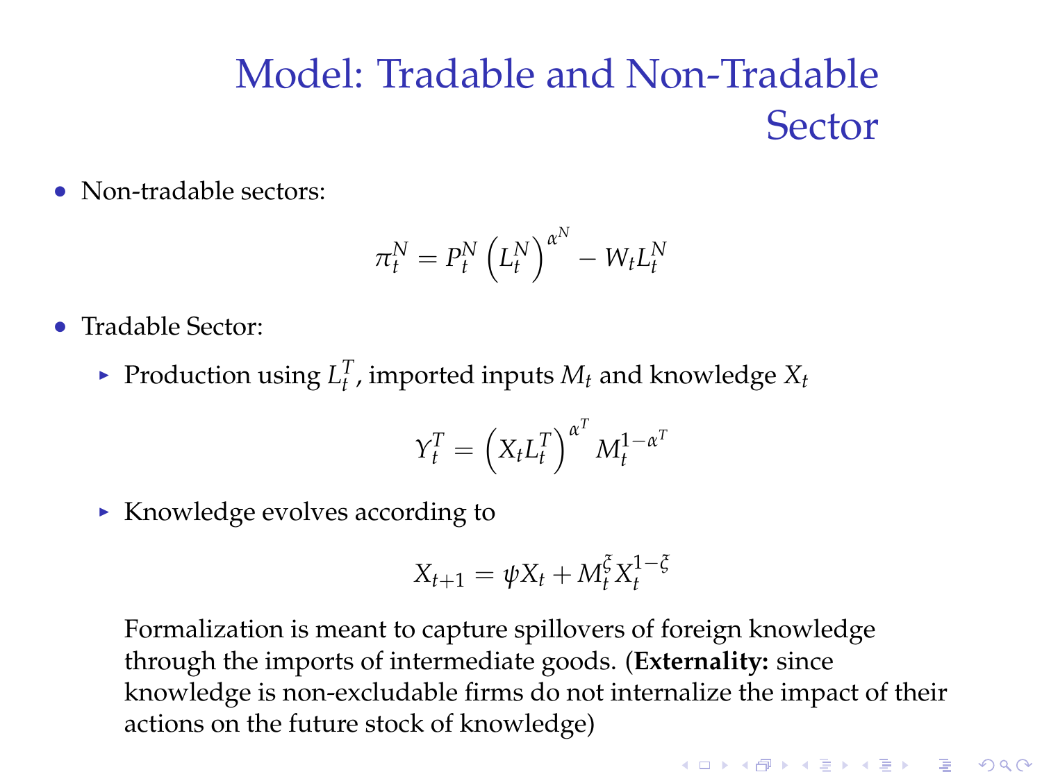# Model: Tradable and Non-Tradable Sector

- Non-tradable sectors:

$$\pi_t^N = P_t^N \left(L_t^N\right)^{\alpha^N} - W_t L_t^N$$

- Tradable Sector:
  - Production using $L_t^T$, imported inputs $M_t$ and knowledge $X_t$

$$Y_t^T = \left(X_t L_t^T\right)^{\alpha^T} M_t^{1-\alpha^T}$$

  - Knowledge evolves according to

$$X_{t+1} = \psi X_t + M_t^{\xi} X_t^{1-\xi}$$

  Formalization is meant to capture spillovers of foreign knowledge through the imports of intermediate goods. (**Externality:** since knowledge is non-excludable firms do not internalize the impact of their actions on the future stock of knowledge)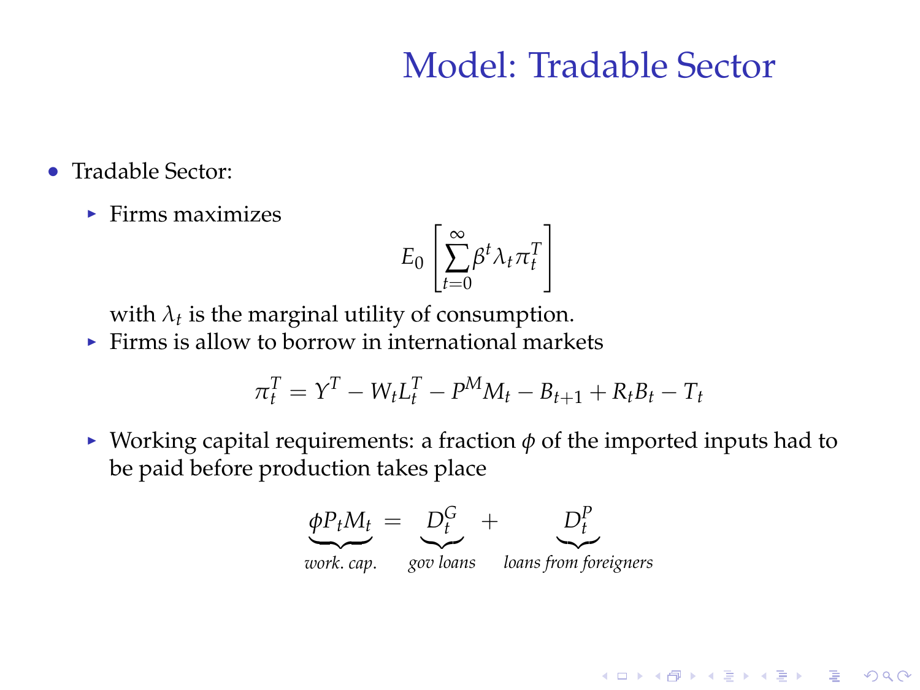# Model: Tradable Sector

- Tradable Sector:
  - Firms maximizes

    $$E_0\left[\sum_{t=0}^{\infty}\beta^t\lambda_t\pi_t^T\right]$$

    with $\lambda_t$ is the marginal utility of consumption.
  - Firms is allow to borrow in international markets

    $$\pi_t^T = Y^T - W_t L_t^T - P^M M_t - B_{t+1} + R_t B_t - T_t$$

  - Working capital requirements: a fraction $\phi$ of the imported inputs had to be paid before production takes place

    $$\underbrace{\phi P_t M_t}_{\text{work. cap.}} = \underbrace{D_t^G}_{\text{gov loans}} + \underbrace{D_t^P}_{\text{loans from foreigners}}$$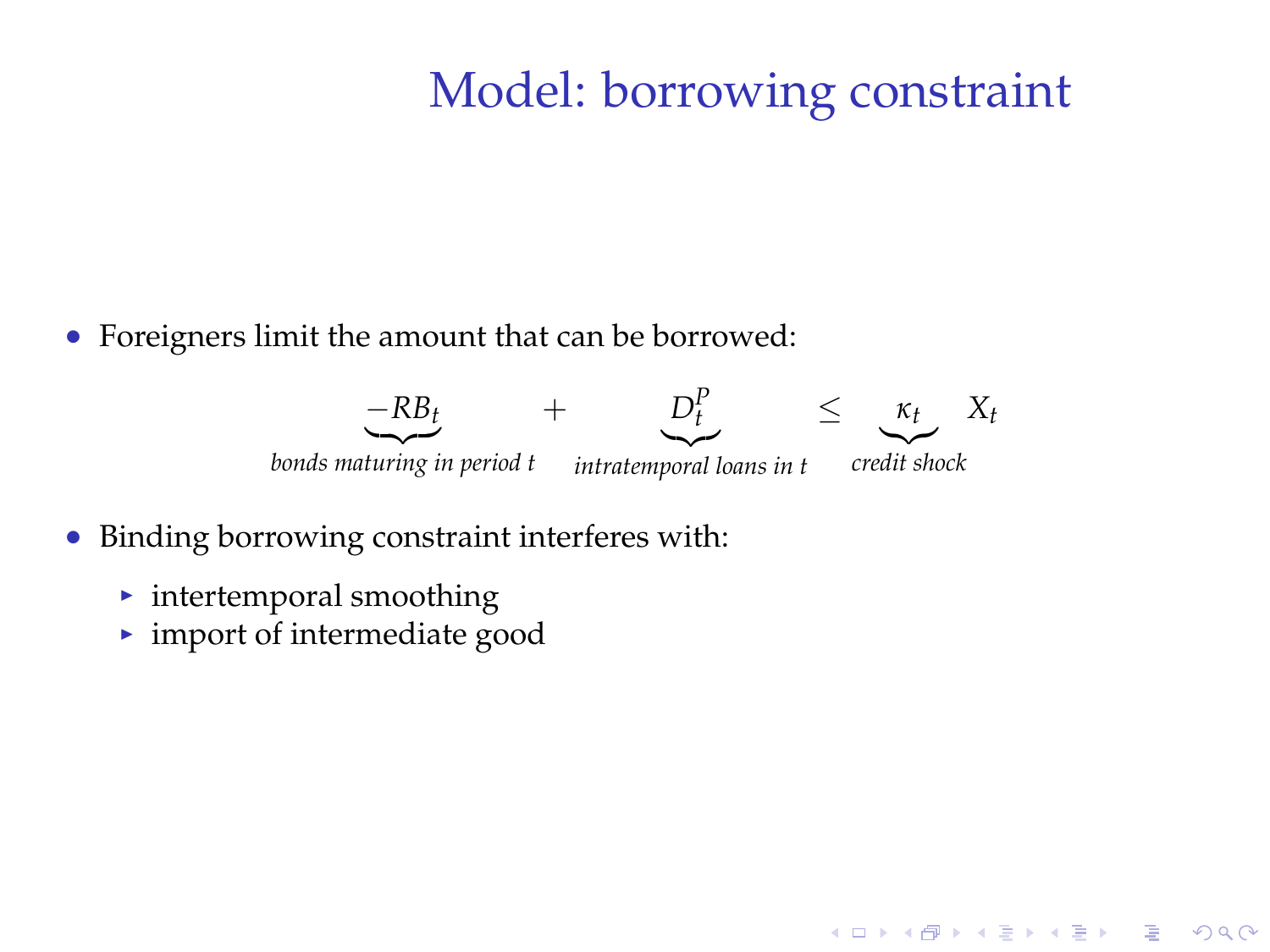# Model: borrowing constraint

- Foreigners limit the amount that can be borrowed:

$$\underbrace{-RB_t}_{\textit{bonds maturing in period } t} + \underbrace{D_t^P}_{\textit{intratemporal loans in } t} \leq \underbrace{\kappa_t}_{\textit{credit shock}} X_t$$

- Binding borrowing constraint interferes with:
  - intertemporal smoothing
  - import of intermediate good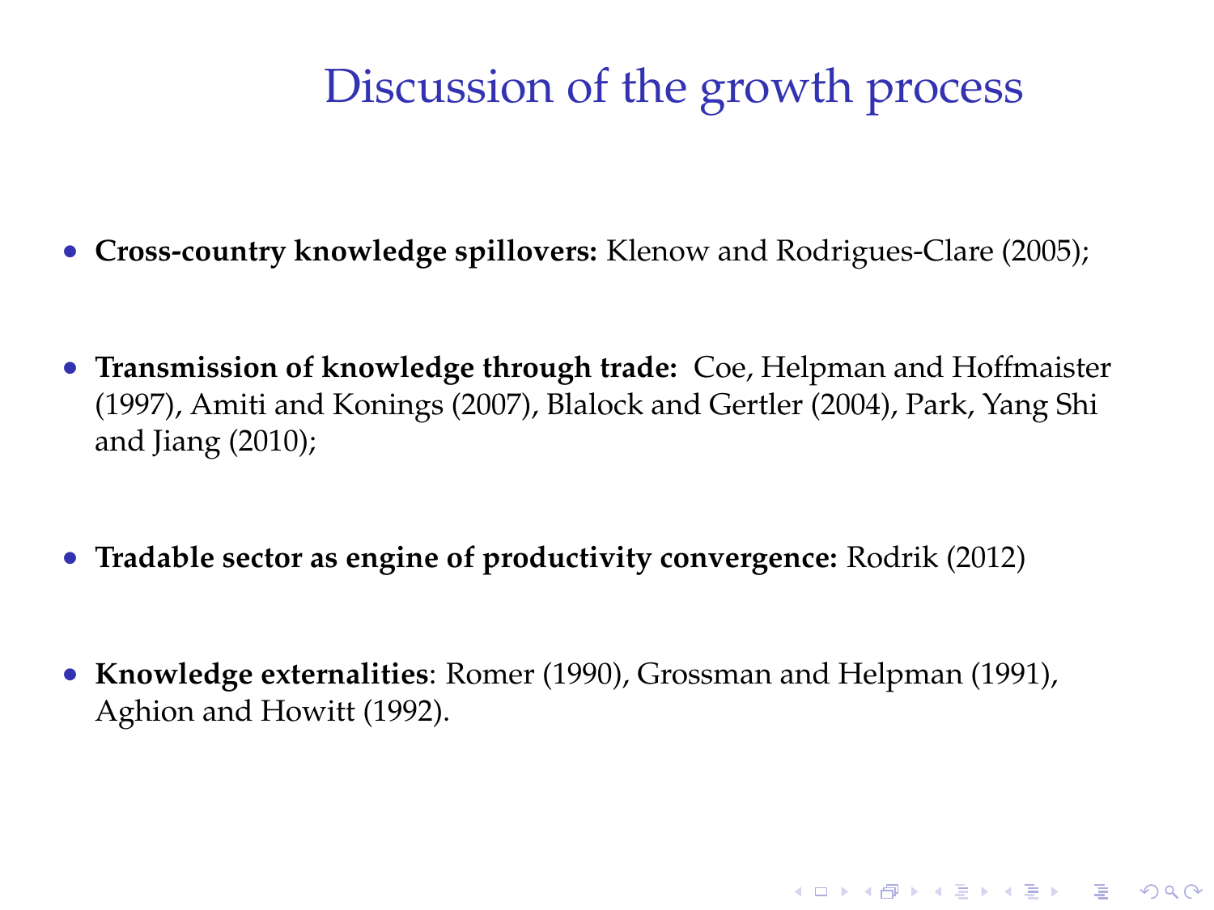# Discussion of the growth process

- **Cross-country knowledge spillovers:** Klenow and Rodrigues-Clare (2005);
- **Transmission of knowledge through trade:** Coe, Helpman and Hoffmaister (1997), Amiti and Konings (2007), Blalock and Gertler (2004), Park, Yang Shi and Jiang (2010);
- **Tradable sector as engine of productivity convergence:** Rodrik (2012)
- **Knowledge externalities**: Romer (1990), Grossman and Helpman (1991), Aghion and Howitt (1992).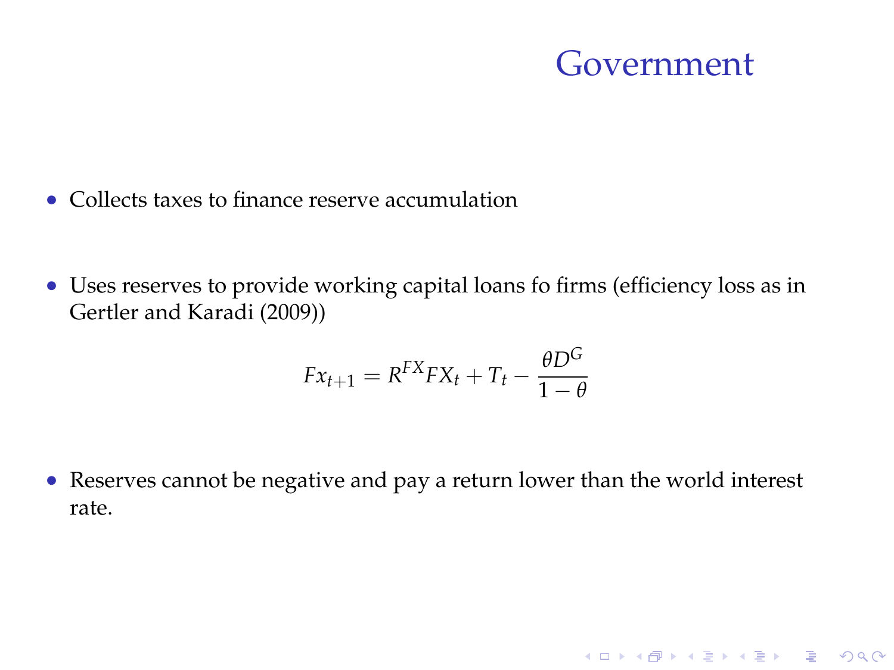# Government

- Collects taxes to finance reserve accumulation

- Uses reserves to provide working capital loans fo firms (efficiency loss as in Gertler and Karadi (2009))

$$Fx_{t+1} = R^{FX} FX_t + T_t - \frac{\theta D^G}{1-\theta}$$

- Reserves cannot be negative and pay a return lower than the world interest rate.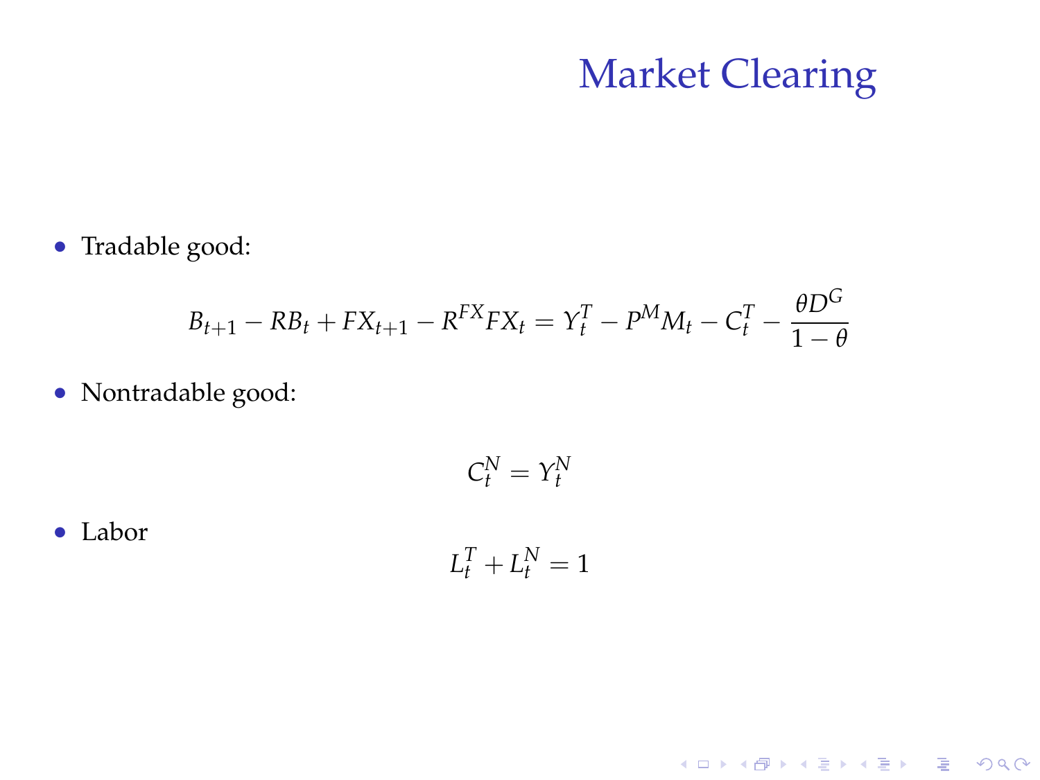# Market Clearing

- Tradable good:

$$B_{t+1} - RB_t + FX_{t+1} - R^{FX} FX_t = Y_t^T - P^M M_t - C_t^T - \frac{\theta D^G}{1-\theta}$$

- Nontradable good:

$$C_t^N = Y_t^N$$

- Labor

$$L_t^T + L_t^N = 1$$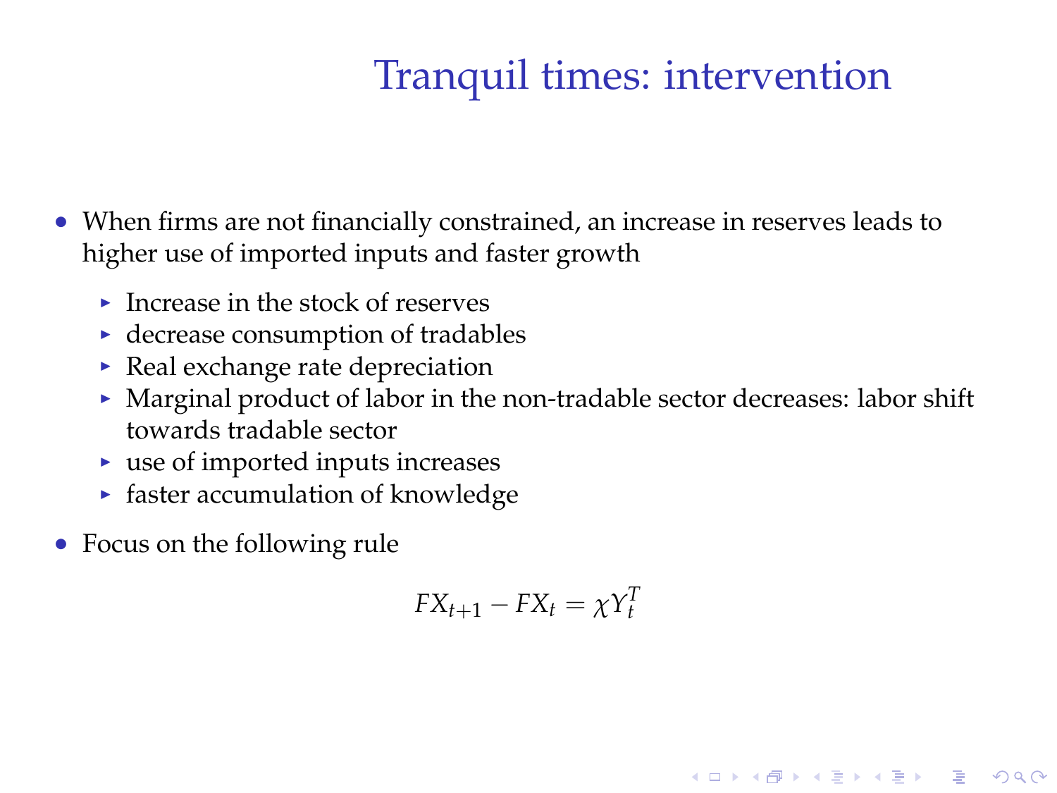# Tranquil times: intervention

- When firms are not financially constrained, an increase in reserves leads to higher use of imported inputs and faster growth
  - Increase in the stock of reserves
  - decrease consumption of tradables
  - Real exchange rate depreciation
  - Marginal product of labor in the non-tradable sector decreases: labor shift towards tradable sector
  - use of imported inputs increases
  - faster accumulation of knowledge
- Focus on the following rule

$$FX_{t+1} - FX_t = \chi Y_t^T$$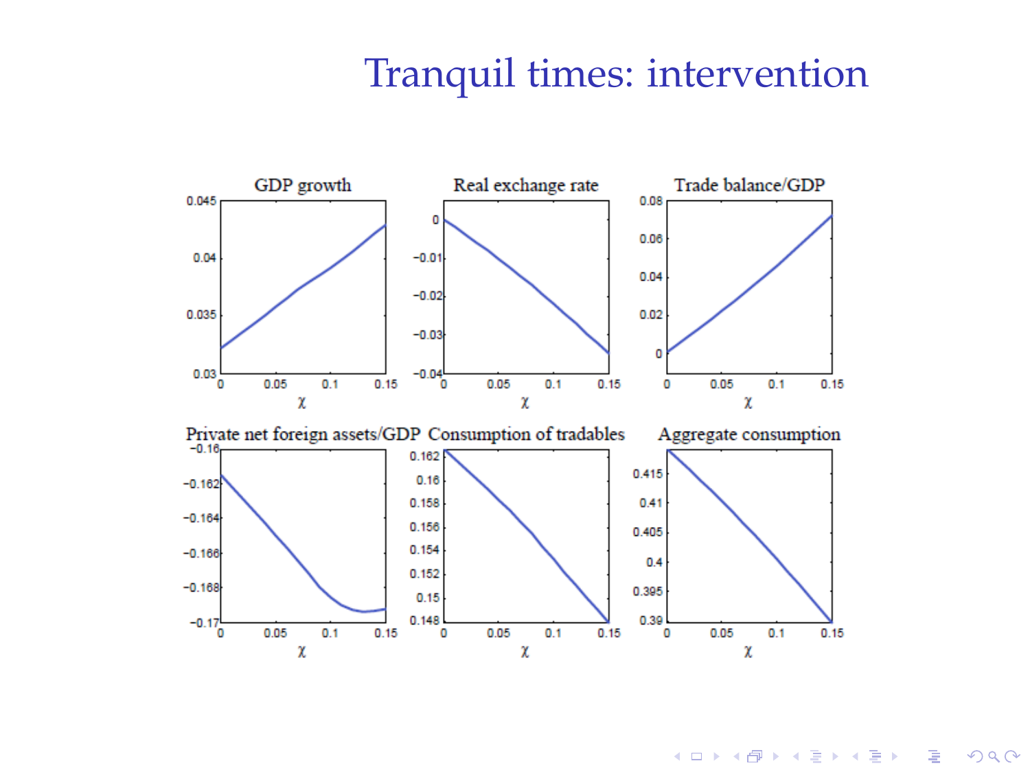# Tranquil times: intervention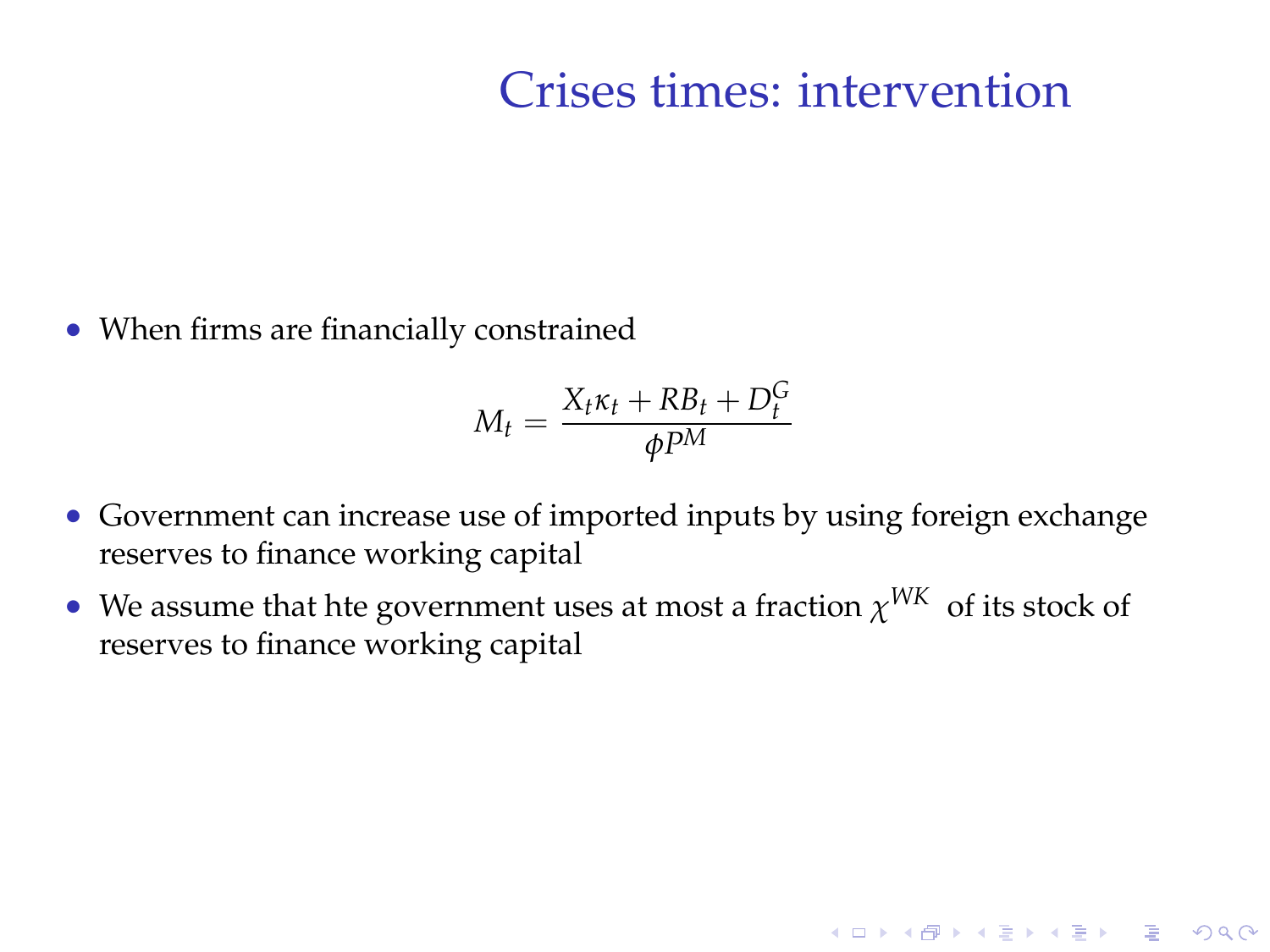# Crises times: intervention

- When firms are financially constrained

$$M_t = \frac{X_t \kappa_t + RB_t + D_t^G}{\phi P^M}$$

- Government can increase use of imported inputs by using foreign exchange reserves to finance working capital
- We assume that hte government uses at most a fraction $\chi^{WK}$ of its stock of reserves to finance working capital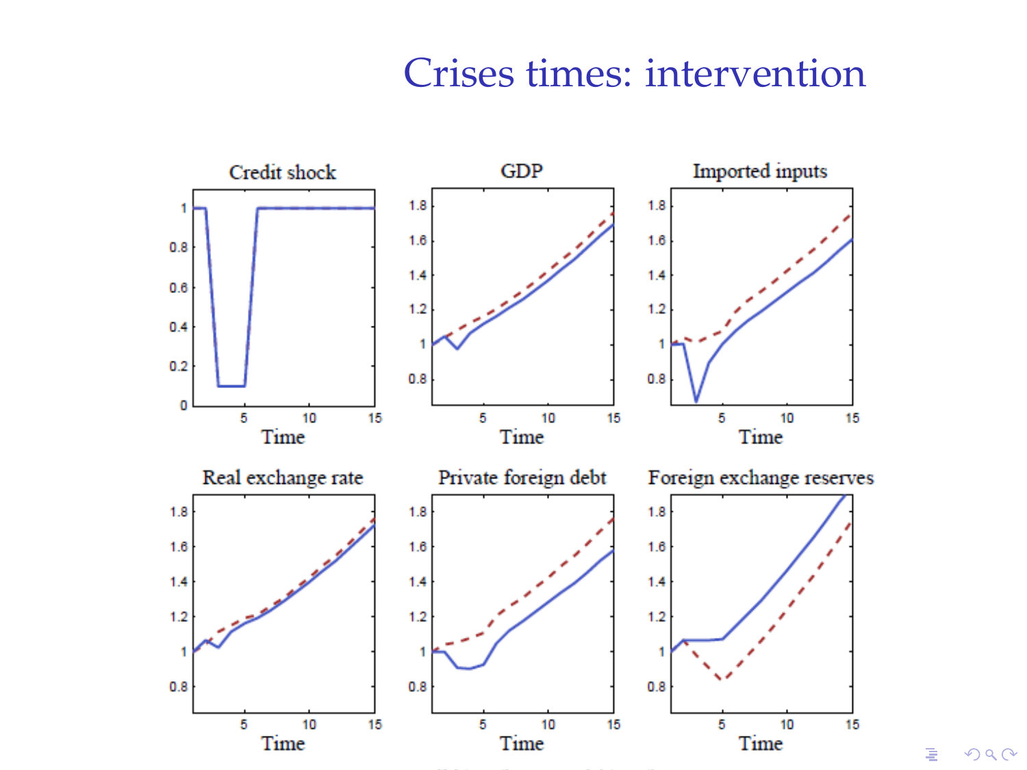# Crises times: intervention

Credit shock

GDP

Imported inputs

Real exchange rate

Private foreign debt

Foreign exchange reserves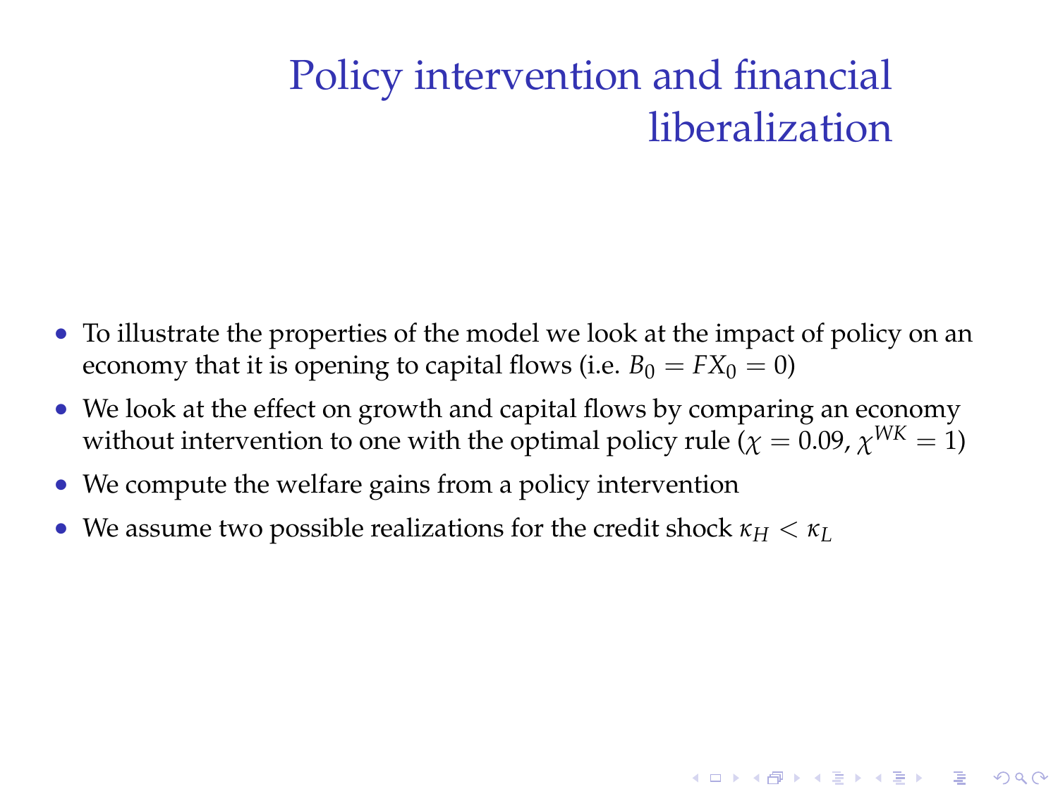# Policy intervention and financial liberalization

- To illustrate the properties of the model we look at the impact of policy on an economy that it is opening to capital flows (i.e. $B_0 = FX_0 = 0$)
- We look at the effect on growth and capital flows by comparing an economy without intervention to one with the optimal policy rule ($\chi = 0.09$, $\chi^{WK} = 1$)
- We compute the welfare gains from a policy intervention
- We assume two possible realizations for the credit shock $\kappa_H < \kappa_L$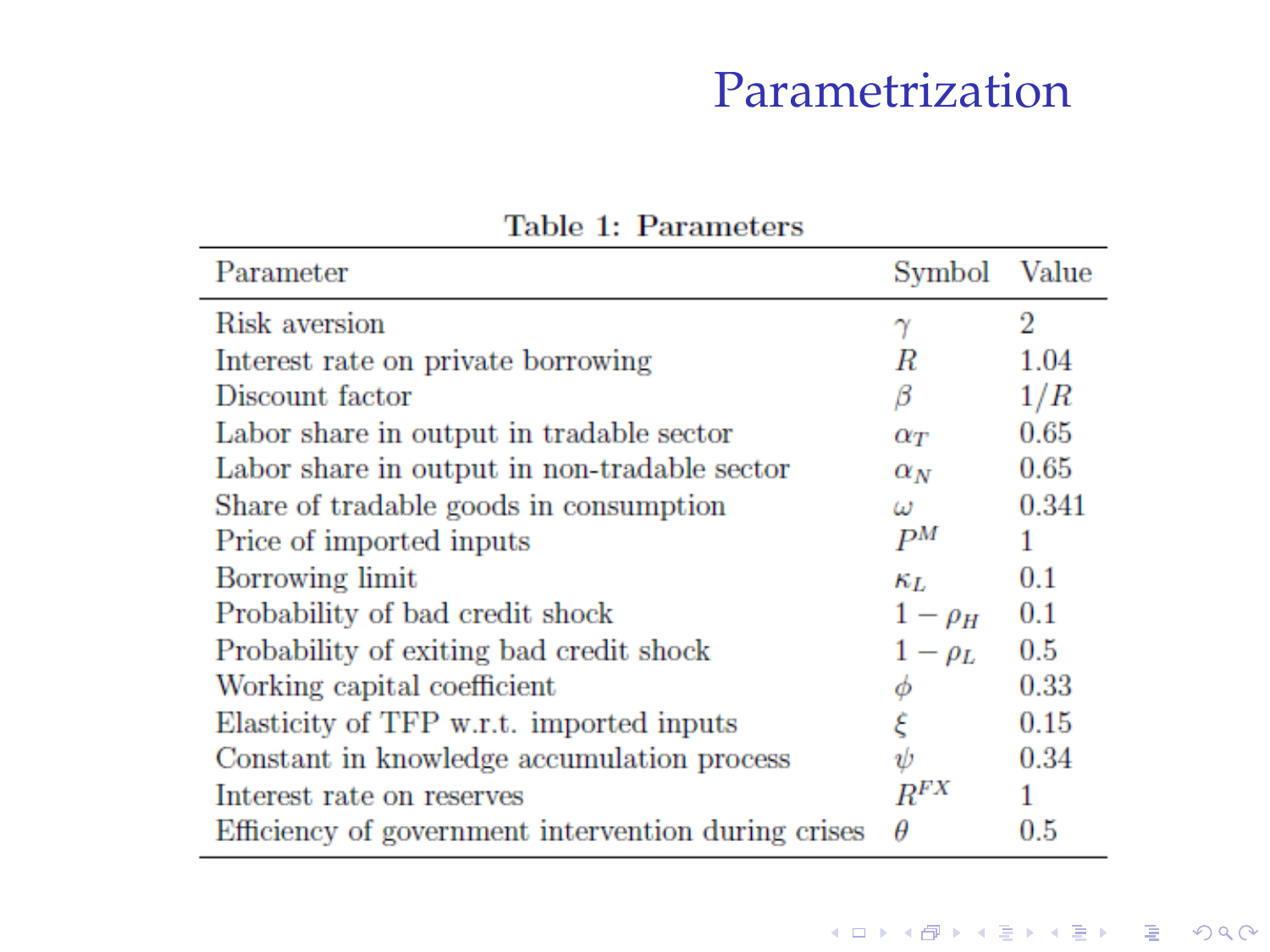# Parametrization

**Table 1: Parameters**

| Parameter | Symbol | Value |
|---|---|---|
| Risk aversion | $\gamma$ | 2 |
| Interest rate on private borrowing | $R$ | 1.04 |
| Discount factor | $\beta$ | $1/R$ |
| Labor share in output in tradable sector | $\alpha_T$ | 0.65 |
| Labor share in output in non-tradable sector | $\alpha_N$ | 0.65 |
| Share of tradable goods in consumption | $\omega$ | 0.341 |
| Price of imported inputs | $P^M$ | 1 |
| Borrowing limit | $\kappa_L$ | 0.1 |
| Probability of bad credit shock | $1-\rho_H$ | 0.1 |
| Probability of exiting bad credit shock | $1-\rho_L$ | 0.5 |
| Working capital coefficient | $\phi$ | 0.33 |
| Elasticity of TFP w.r.t. imported inputs | $\xi$ | 0.15 |
| Constant in knowledge accumulation process | $\psi$ | 0.34 |
| Interest rate on reserves | $R^{FX}$ | 1 |
| Efficiency of government intervention during crises | $\theta$ | 0.5 |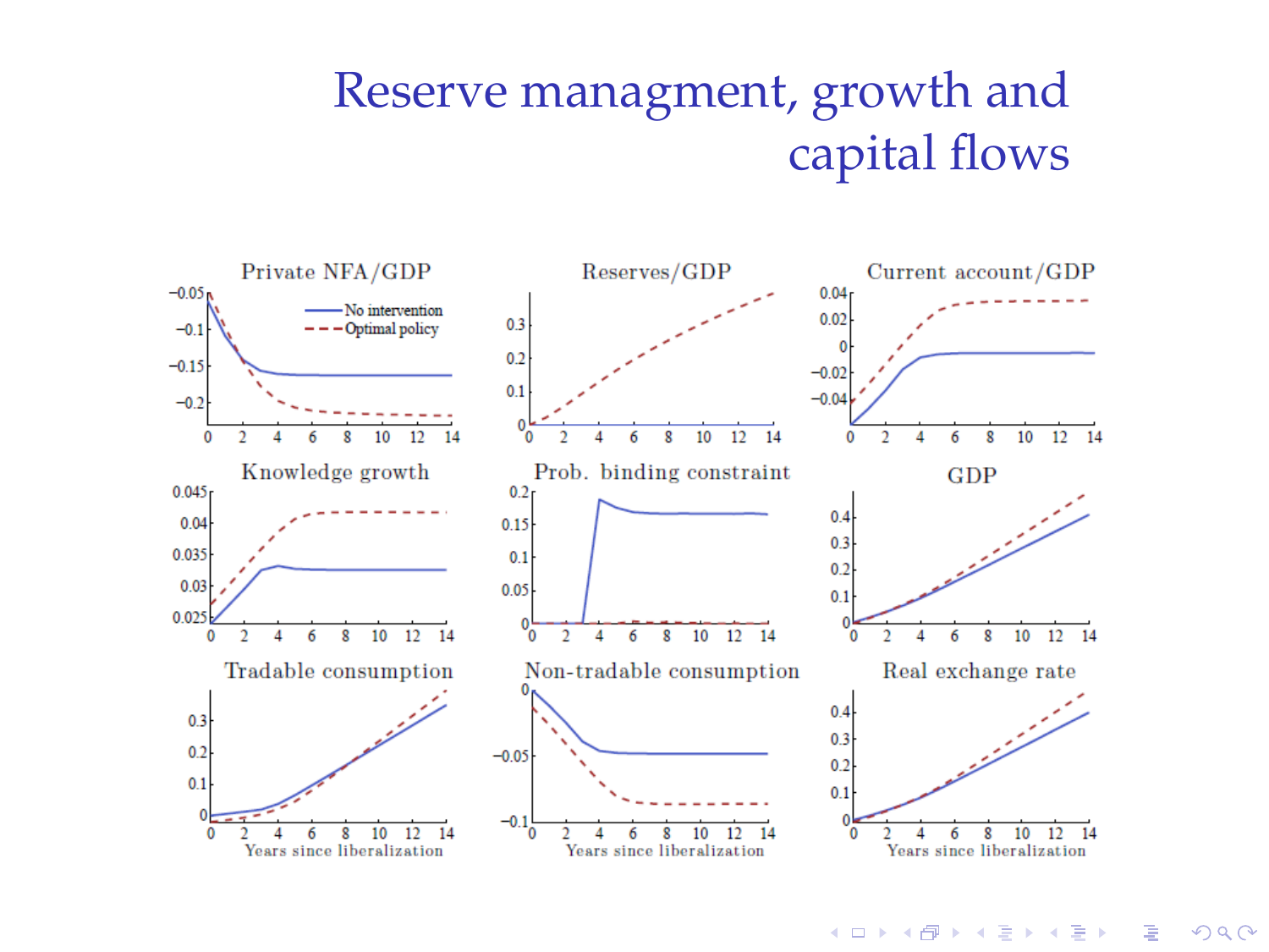# Reserve managment, growth and capital flows

Private NFA/GDP

Reserves/GDP

Current account/GDP

Knowledge growth

Prob. binding constraint

GDP

Tradable consumption

Non-tradable consumption

Real exchange rate

No intervention

Optimal policy

Years since liberalization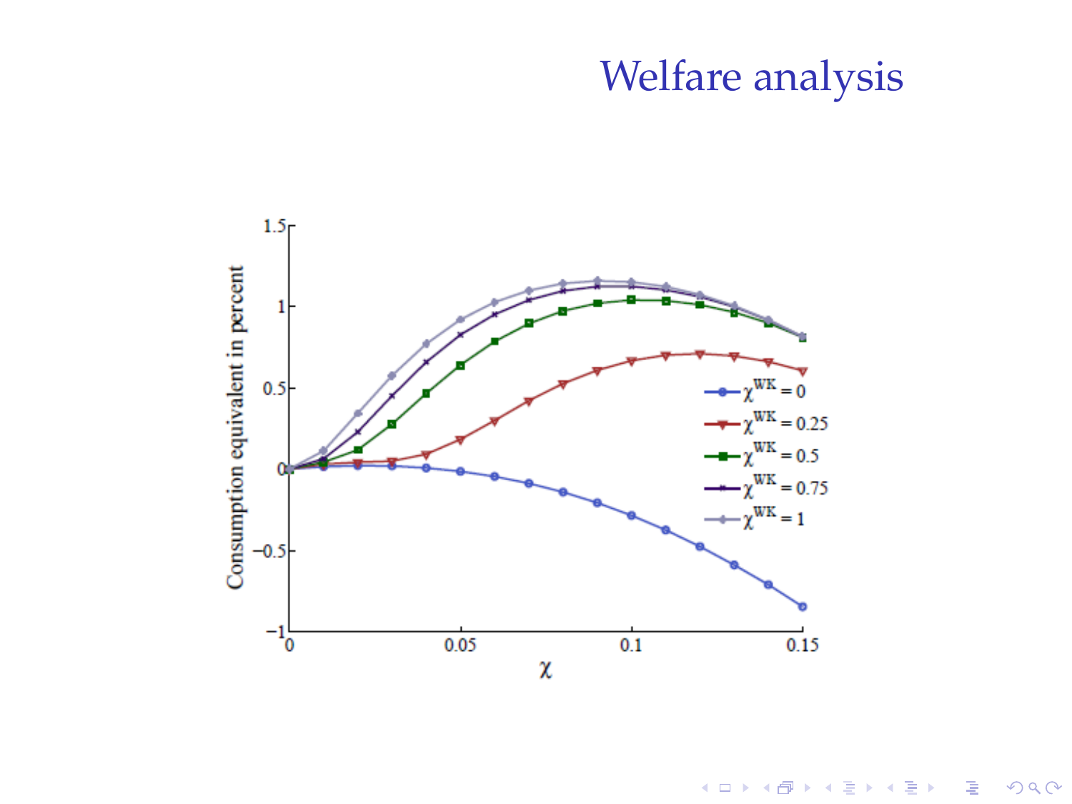# Welfare analysis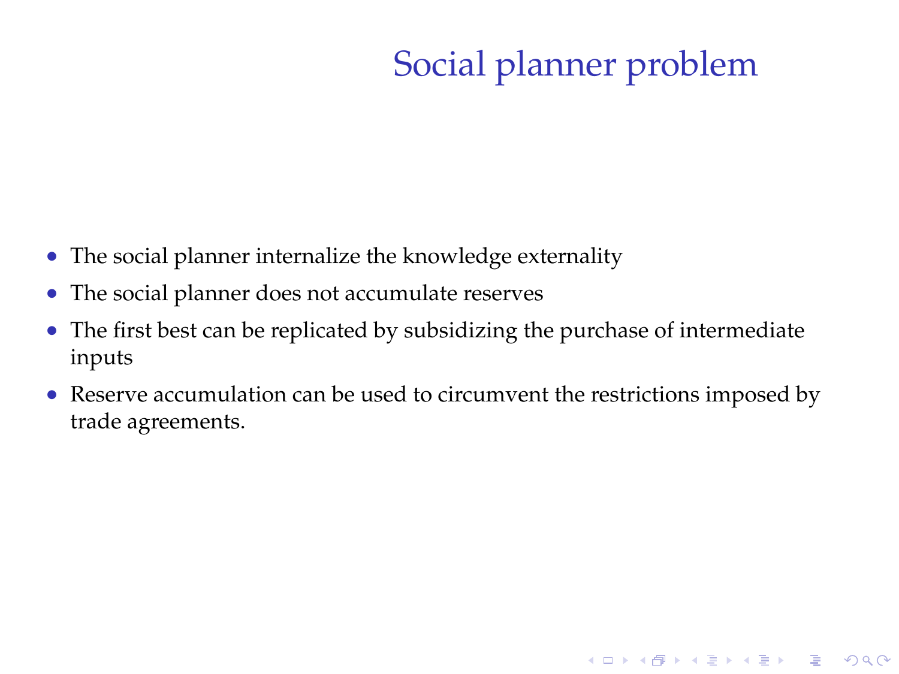# Social planner problem

- The social planner internalize the knowledge externality
- The social planner does not accumulate reserves
- The first best can be replicated by subsidizing the purchase of intermediate inputs
- Reserve accumulation can be used to circumvent the restrictions imposed by trade agreements.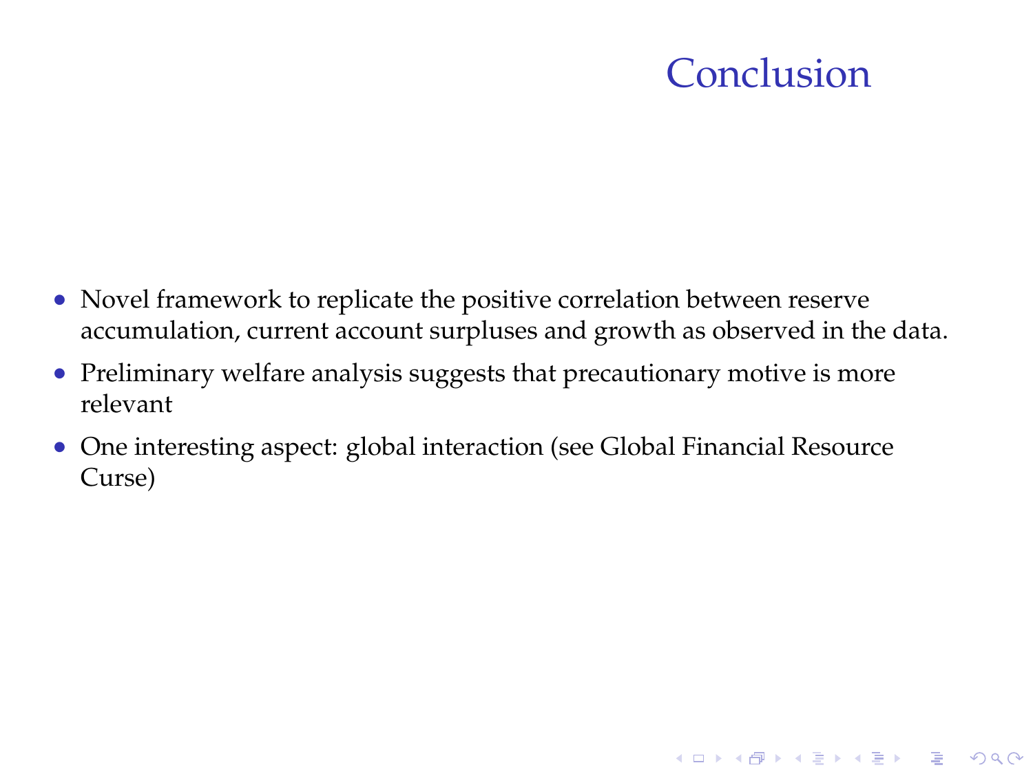# Conclusion

- Novel framework to replicate the positive correlation between reserve accumulation, current account surpluses and growth as observed in the data.
- Preliminary welfare analysis suggests that precautionary motive is more relevant
- One interesting aspect: global interaction (see Global Financial Resource Curse)